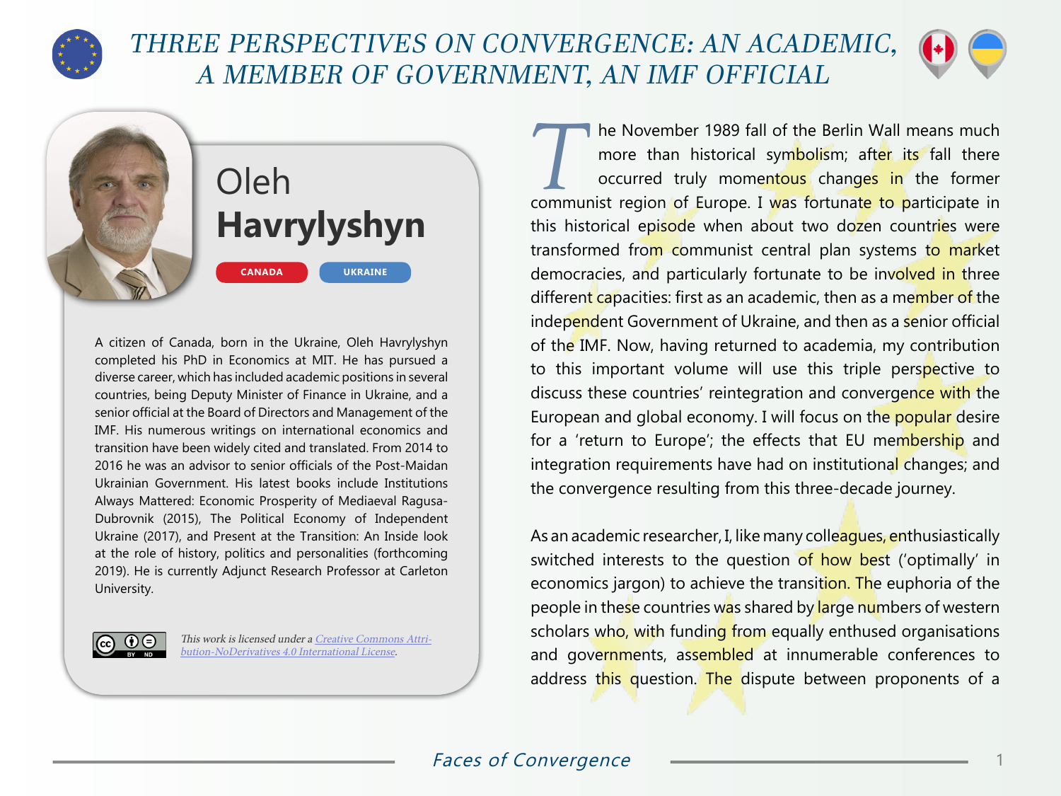# THREE PERSPECTIVES ON CONVERGENCE: AN ACADEMIC, A MEMBER OF GOVERNMENT, AN IMF OFFICIAL

## Oleh **Havrylyshyn**

CANADA UKRAINE

A citizen of Canada, born in the Ukraine, Oleh Havrylyshyn completed his PhD in Economics at MIT. He has pursued a diverse career, which has included academic positions in several countries, being Deputy Minister of Finance in Ukraine, and a senior official at the Board of Directors and Management of the IMF. His numerous writings on international economics and transition have been widely cited and translated. From 2014 to 2016 he was an advisor to senior officials of the Post-Maidan Ukrainian Government. His latest books include Institutions Always Mattered: Economic Prosperity of Mediaeval Ragusa-Dubrovnik (2015), The Political Economy of Independent Ukraine (2017), and Present at the Transition: An Inside look at the role of history, politics and personalities (forthcoming 2019). He is currently Adjunct Research Professor at Carleton University.

*This work is licensed under a [Creative Commons Attribution-NoDerivatives 4.0 International License](https://creativecommons.org/licenses/by-nd/4.0/).*

The November 1989 fall of the Berlin Wall means much more than historical symbolism; after its fall there occurred truly momentous changes in the former communist region of Europe. I was fortunate to participate in this historical episode when about two dozen countries were transformed from communist central plan systems to market democracies, and particularly fortunate to be involved in three different capacities: first as an academic, then as a member of the independent Government of Ukraine, and then as a senior official of the IMF. Now, having returned to academia, my contribution to this important volume will use this triple perspective to discuss these countries' reintegration and convergence with the European and global economy. I will focus on the popular desire for a 'return to Europe'; the effects that EU membership and integration requirements have had on institutional changes; and the convergence resulting from this three-decade journey.

As an academic researcher, I, like many colleagues, enthusiastically switched interests to the question of how best ('optimally' in economics jargon) to achieve the transition. The euphoria of the people in these countries was shared by large numbers of western scholars who, with funding from equally enthused organisations and governments, assembled at innumerable conferences to address this question. The dispute between proponents of a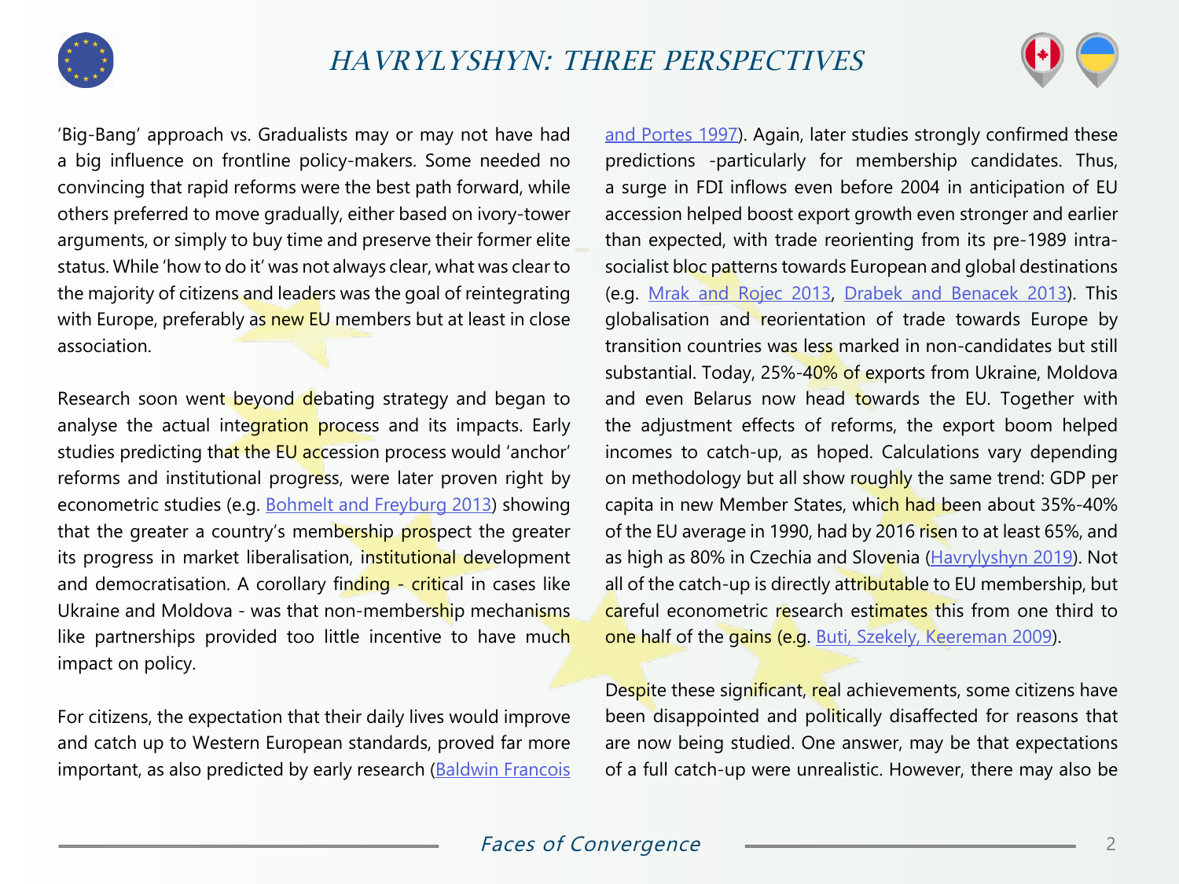'Big-Bang' approach vs. Gradualists may or may not have had a big influence on frontline policy-makers. Some needed no convincing that rapid reforms were the best path forward, while others preferred to move gradually, either based on ivory-tower arguments, or simply to buy time and preserve their former elite status. While 'how to do it' was not always clear, what was clear to the majority of citizens and leaders was the goal of reintegrating with Europe, preferably as new EU members but at least in close association.

Research soon went beyond debating strategy and began to analyse the actual integration process and its impacts. Early studies predicting that the EU accession process would 'anchor' reforms and institutional progress, were later proven right by econometric studies (e.g. Bohmelt and Freyburg 2013) showing that the greater a country's membership prospect the greater its progress in market liberalisation, institutional development and democratisation. A corollary finding - critical in cases like Ukraine and Moldova - was that non-membership mechanisms like partnerships provided too little incentive to have much impact on policy.

For citizens, the expectation that their daily lives would improve and catch up to Western European standards, proved far more important, as also predicted by early research (Baldwin Francois and Portes 1997). Again, later studies strongly confirmed these predictions -particularly for membership candidates. Thus, a surge in FDI inflows even before 2004 in anticipation of EU accession helped boost export growth even stronger and earlier than expected, with trade reorienting from its pre-1989 intra-socialist bloc patterns towards European and global destinations (e.g. Mrak and Rojec 2013, Drabek and Benacek 2013). This globalisation and reorientation of trade towards Europe by transition countries was less marked in non-candidates but still substantial. Today, 25%-40% of exports from Ukraine, Moldova and even Belarus now head towards the EU. Together with the adjustment effects of reforms, the export boom helped incomes to catch-up, as hoped. Calculations vary depending on methodology but all show roughly the same trend: GDP per capita in new Member States, which had been about 35%-40% of the EU average in 1990, had by 2016 risen to at least 65%, and as high as 80% in Czechia and Slovenia (Havrylyshyn 2019). Not all of the catch-up is directly attributable to EU membership, but careful econometric research estimates this from one third to one half of the gains (e.g. Buti, Szekely, Keereman 2009).

Despite these significant, real achievements, some citizens have been disappointed and politically disaffected for reasons that are now being studied. One answer, may be that expectations of a full catch-up were unrealistic. However, there may also be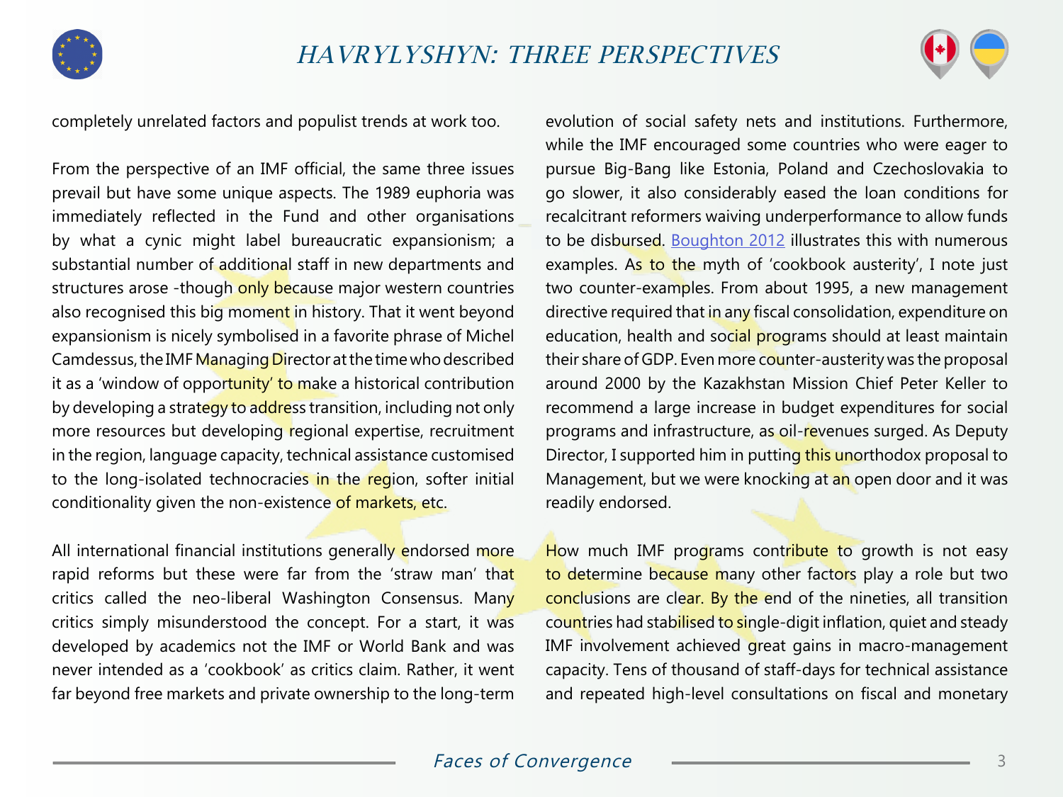completely unrelated factors and populist trends at work too.

From the perspective of an IMF official, the same three issues prevail but have some unique aspects. The 1989 euphoria was immediately reflected in the Fund and other organisations by what a cynic might label bureaucratic expansionism; a substantial number of additional staff in new departments and structures arose -though only because major western countries also recognised this big moment in history. That it went beyond expansionism is nicely symbolised in a favorite phrase of Michel Camdessus, the IMF Managing Director at the time who described it as a 'window of opportunity' to make a historical contribution by developing a strategy to address transition, including not only more resources but developing regional expertise, recruitment in the region, language capacity, technical assistance customised to the long-isolated technocracies in the region, softer initial conditionality given the non-existence of markets, etc.

All international financial institutions generally endorsed more rapid reforms but these were far from the 'straw man' that critics called the neo-liberal Washington Consensus. Many critics simply misunderstood the concept. For a start, it was developed by academics not the IMF or World Bank and was never intended as a 'cookbook' as critics claim. Rather, it went far beyond free markets and private ownership to the long-term evolution of social safety nets and institutions. Furthermore, while the IMF encouraged some countries who were eager to pursue Big-Bang like Estonia, Poland and Czechoslovakia to go slower, it also considerably eased the loan conditions for recalcitrant reformers waiving underperformance to allow funds to be disbursed. [Boughton 2012] illustrates this with numerous examples. As to the myth of 'cookbook austerity', I note just two counter-examples. From about 1995, a new management directive required that in any fiscal consolidation, expenditure on education, health and social programs should at least maintain their share of GDP. Even more counter-austerity was the proposal around 2000 by the Kazakhstan Mission Chief Peter Keller to recommend a large increase in budget expenditures for social programs and infrastructure, as oil-revenues surged. As Deputy Director, I supported him in putting this unorthodox proposal to Management, but we were knocking at an open door and it was readily endorsed.

How much IMF programs contribute to growth is not easy to determine because many other factors play a role but two conclusions are clear. By the end of the nineties, all transition countries had stabilised to single-digit inflation, quiet and steady IMF involvement achieved great gains in macro-management capacity. Tens of thousand of staff-days for technical assistance and repeated high-level consultations on fiscal and monetary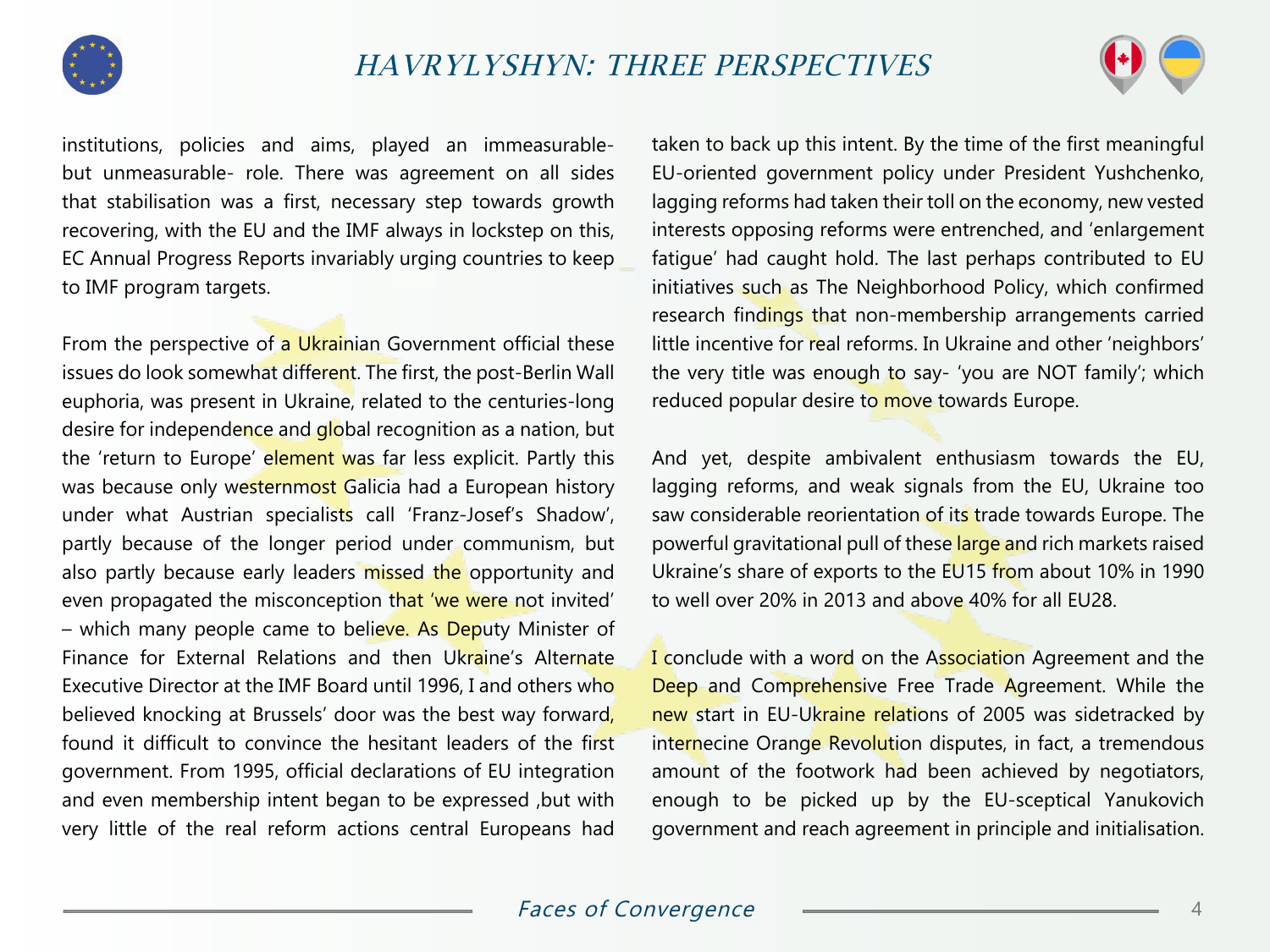institutions, policies and aims, played an immeasurable- but unmeasurable- role. There was agreement on all sides that stabilisation was a first, necessary step towards growth recovering, with the EU and the IMF always in lockstep on this, EC Annual Progress Reports invariably urging countries to keep to IMF program targets.

From the perspective of a Ukrainian Government official these issues do look somewhat different. The first, the post-Berlin Wall euphoria, was present in Ukraine, related to the centuries-long desire for independence and global recognition as a nation, but the 'return to Europe' element was far less explicit. Partly this was because only westernmost Galicia had a European history under what Austrian specialists call 'Franz-Josef's Shadow', partly because of the longer period under communism, but also partly because early leaders missed the opportunity and even propagated the misconception that 'we were not invited' – which many people came to believe. As Deputy Minister of Finance for External Relations and then Ukraine's Alternate Executive Director at the IMF Board until 1996, I and others who believed knocking at Brussels' door was the best way forward, found it difficult to convince the hesitant leaders of the first government. From 1995, official declarations of EU integration and even membership intent began to be expressed ,but with very little of the real reform actions central Europeans had taken to back up this intent. By the time of the first meaningful EU-oriented government policy under President Yushchenko, lagging reforms had taken their toll on the economy, new vested interests opposing reforms were entrenched, and 'enlargement fatigue' had caught hold. The last perhaps contributed to EU initiatives such as The Neighborhood Policy, which confirmed research findings that non-membership arrangements carried little incentive for real reforms. In Ukraine and other 'neighbors' the very title was enough to say- 'you are NOT family'; which reduced popular desire to move towards Europe.

And yet, despite ambivalent enthusiasm towards the EU, lagging reforms, and weak signals from the EU, Ukraine too saw considerable reorientation of its trade towards Europe. The powerful gravitational pull of these large and rich markets raised Ukraine's share of exports to the EU15 from about 10% in 1990 to well over 20% in 2013 and above 40% for all EU28.

I conclude with a word on the Association Agreement and the Deep and Comprehensive Free Trade Agreement. While the new start in EU-Ukraine relations of 2005 was sidetracked by internecine Orange Revolution disputes, in fact, a tremendous amount of the footwork had been achieved by negotiators, enough to be picked up by the EU-sceptical Yanukovich government and reach agreement in principle and initialisation.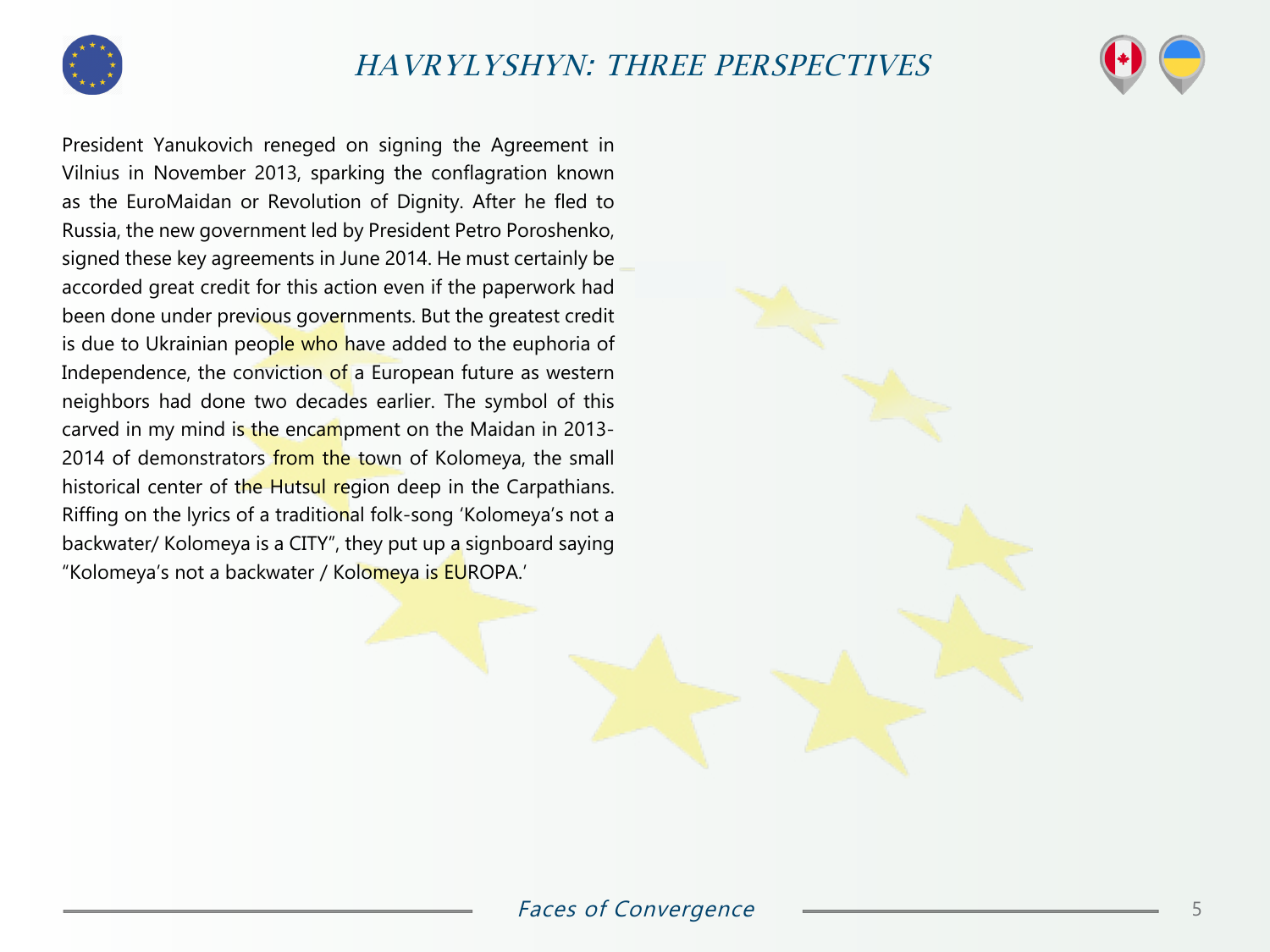President Yanukovich reneged on signing the Agreement in Vilnius in November 2013, sparking the conflagration known as the EuroMaidan or Revolution of Dignity. After he fled to Russia, the new government led by President Petro Poroshenko, signed these key agreements in June 2014. He must certainly be accorded great credit for this action even if the paperwork had been done under previous governments. But the greatest credit is due to Ukrainian people who have added to the euphoria of Independence, the conviction of a European future as western neighbors had done two decades earlier. The symbol of this carved in my mind is the encampment on the Maidan in 2013-2014 of demonstrators from the town of Kolomeya, the small historical center of the Hutsul region deep in the Carpathians. Riffing on the lyrics of a traditional folk-song 'Kolomeya's not a backwater/ Kolomeya is a CITY", they put up a signboard saying "Kolomeya's not a backwater / Kolomeya is EUROPA.'